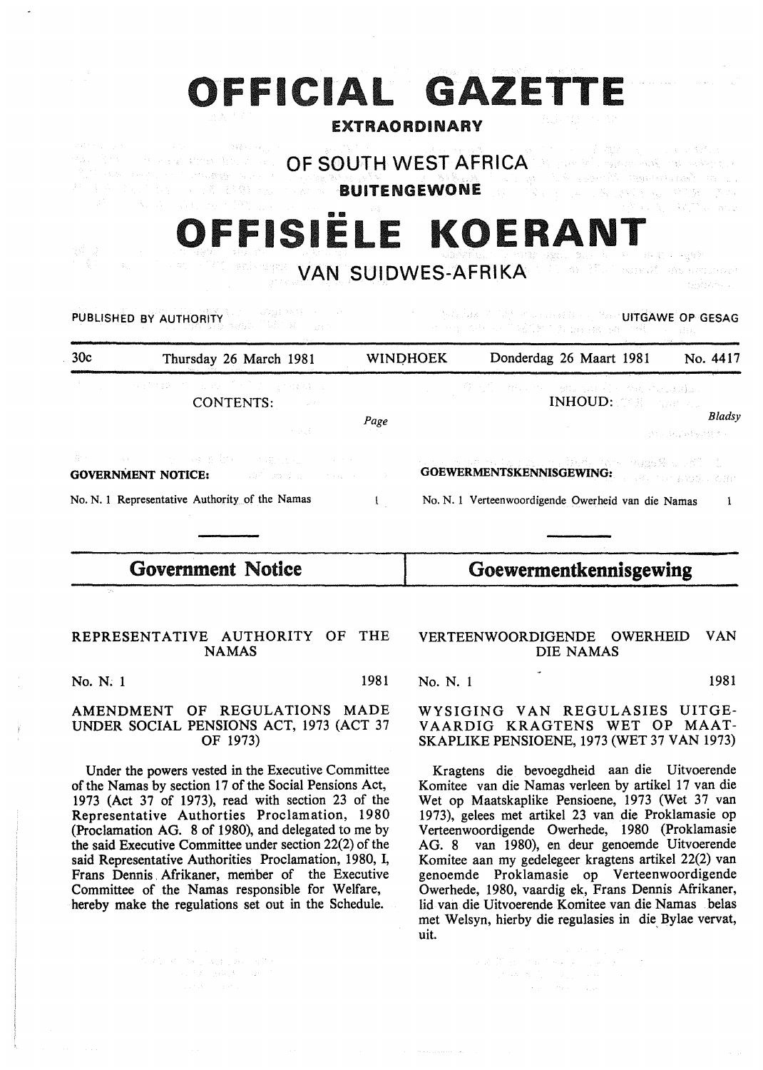# OFFICIAL GAZETTE

**EXTRAORDINARY**

## OF SOUTH WEST AFRICA

**BUITENGEWONE**

# OFFISIËLE KOERANT

## VAN SUIDWES-AFRIKA

PUBLISHED BY AUTHORITY — UITGAWE OP GESAG

| 30c | Thursday 26 March 1981 | WINDHOEK | Donderdag 26 Maart 1981 | No. 4417 |
|---|---|---|---|---|

CONTENTS: *Page*

**GOVERNMENT NOTICE:**

No. N. 1 Representative Authority of the Namas — 1

INHOUD: *Bladsy*

**GOEWERMENTSKENNISGEWING:**

No. N. 1 Verteenwoordigende Owerheid van die Namas — 1

## Government Notice

REPRESENTATIVE AUTHORITY OF THE NAMAS

No. N. 1 — 1981

AMENDMENT OF REGULATIONS MADE UNDER SOCIAL PENSIONS ACT, 1973 (ACT 37 OF 1973)

Under the powers vested in the Executive Committee of the Namas by section 17 of the Social Pensions Act, 1973 (Act 37 of 1973), read with section 23 of the Representative Authorities Proclamation, 1980 (Proclamation AG. 8 of 1980), and delegated to me by the said Executive Committee under section 22(2) of the said Representative Authorities Proclamation, 1980, I, Frans Dennis Afrikaner, member of the Executive Committee of the Namas responsible for Welfare, hereby make the regulations set out in the Schedule.

## Goewermentkennisgewing

VERTEENWOORDIGENDE OWERHEID VAN DIE NAMAS

No. N. 1 — 1981

WYSIGING VAN REGULASIES UITGE-VAARDIG KRAGTENS WET OP MAAT-SKAPLIKE PENSIOENE, 1973 (WET 37 VAN 1973)

Kragtens die bevoegdheid aan die Uitvoerende Komitee van die Namas verleen by artikel 17 van die Wet op Maatskaplike Pensioene, 1973 (Wet 37 van 1973), gelees met artikel 23 van die Proklamasie op Verteenwoordigende Owerhede, 1980 (Proklamasie AG. 8 van 1980), en deur genoemde Uitvoerende Komitee aan my gedelegeer kragtens artikel 22(2) van genoemde Proklamasie op Verteenwoordigende Owerhede, 1980, vaardig ek, Frans Dennis Afrikaner, lid van die Uitvoerende Komitee van die Namas belas met Welsyn, hierby die regulasies in die Bylae vervat, uit.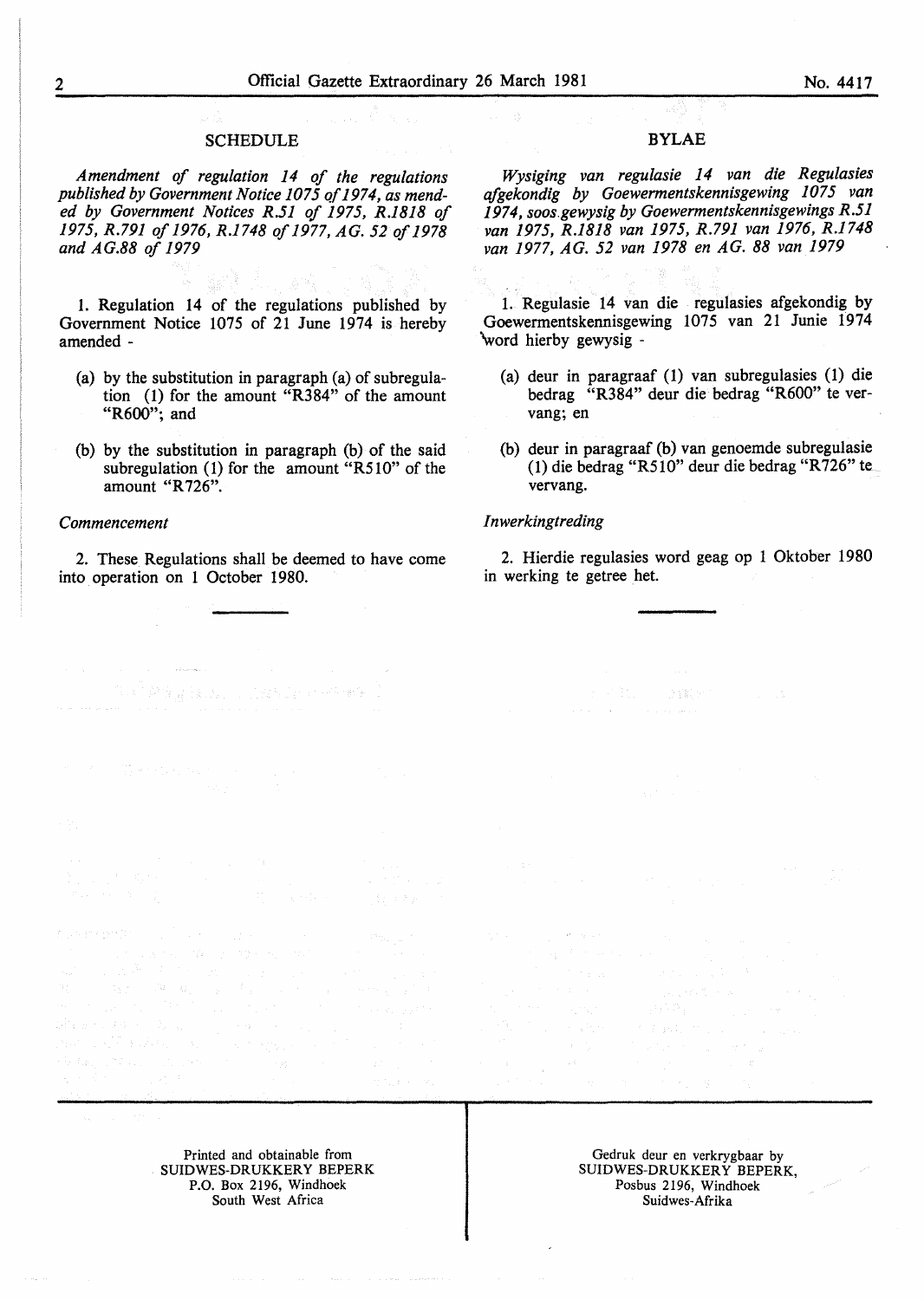## SCHEDULE

*Amendment of regulation 14 of the regulations published by Government Notice 1075 of 1974, as mended by Government Notices R.51 of 1975, R.1818 of 1975, R.791 of 1976, R.1748 of 1977, AG. 52 of 1978 and AG.88 of 1979*

1. Regulation 14 of the regulations published by Government Notice 1075 of 21 June 1974 is hereby amended -

   (a) by the substitution in paragraph (a) of subregulation (1) for the amount "R384" of the amount "R600"; and

   (b) by the substitution in paragraph (b) of the said subregulation (1) for the amount "R510" of the amount "R726".

*Commencement*

2. These Regulations shall be deemed to have come into operation on 1 October 1980.

## BYLAE

*Wysiging van regulasie 14 van die Regulasies afgekondig by Goewermentskennisgewing 1075 van 1974, soos gewysig by Goewermentskennisgewings R.51 van 1975, R.1818 van 1975, R.791 van 1976, R.1748 van 1977, AG. 52 van 1978 en AG. 88 van 1979*

1. Regulasie 14 van die regulasies afgekondig by Goewermentskennisgewing 1075 van 21 Junie 1974 word hierby gewysig -

   (a) deur in paragraaf (1) van subregulasies (1) die bedrag "R384" deur die bedrag "R600" te vervang; en

   (b) deur in paragraaf (b) van genoemde subregulasie (1) die bedrag "R510" deur die bedrag "R726" te vervang.

*Inwerkingtreding*

2. Hierdie regulasies word geag op 1 Oktober 1980 in werking te getree het.

Printed and obtainable from
SUIDWES-DRUKKERY BEPERK
P.O. Box 2196, Windhoek
South West Africa

Gedruk deur en verkrygbaar by
SUIDWES-DRUKKERY BEPERK,
Posbus 2196, Windhoek
Suidwes-Afrika